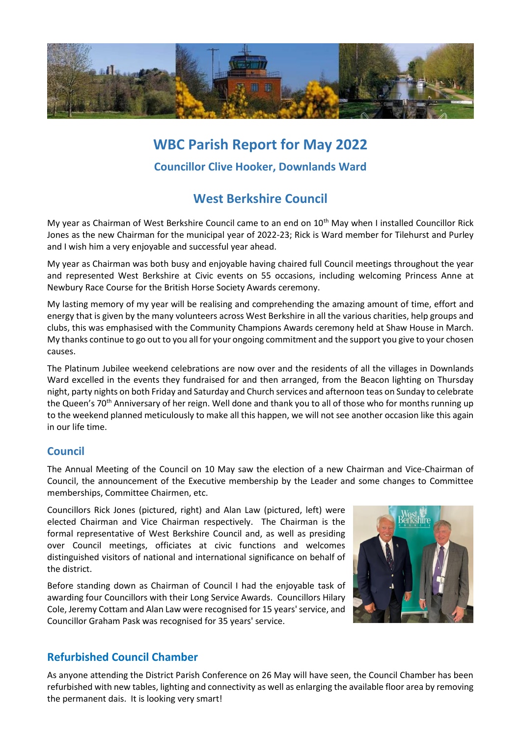# WBC Parish Report for May 2022

### Councillor Clive Hooker, Downlands Ward

## West Berkshire Council

My year as Chairman of West Berkshire Council came to an end on 10th May when I installed Councillor Rick Jones as the new Chairman for the municipal year of 2022-23; Rick is Ward member for Tilehurst and Purley and I wish him a very enjoyable and successful year ahead.

My year as Chairman was both busy and enjoyable having chaired full Council meetings throughout the year and represented West Berkshire at Civic events on 55 occasions, including welcoming Princess Anne at Newbury Race Course for the British Horse Society Awards ceremony.

My lasting memory of my year will be realising and comprehending the amazing amount of time, effort and energy that is given by the many volunteers across West Berkshire in all the various charities, help groups and clubs, this was emphasised with the Community Champions Awards ceremony held at Shaw House in March. My thanks continue to go out to you all for your ongoing commitment and the support you give to your chosen causes.

The Platinum Jubilee weekend celebrations are now over and the residents of all the villages in Downlands Ward excelled in the events they fundraised for and then arranged, from the Beacon lighting on Thursday night, party nights on both Friday and Saturday and Church services and afternoon teas on Sunday to celebrate the Queen's 70th Anniversary of her reign. Well done and thank you to all of those who for months running up to the weekend planned meticulously to make all this happen, we will not see another occasion like this again in our life time.

### Council

The Annual Meeting of the Council on 10 May saw the election of a new Chairman and Vice-Chairman of Council, the announcement of the Executive membership by the Leader and some changes to Committee memberships, Committee Chairmen, etc.

Councillors Rick Jones (pictured, right) and Alan Law (pictured, left) were elected Chairman and Vice Chairman respectively. The Chairman is the formal representative of West Berkshire Council and, as well as presiding over Council meetings, officiates at civic functions and welcomes distinguished visitors of national and international significance on behalf of the district.

Before standing down as Chairman of Council I had the enjoyable task of awarding four Councillors with their Long Service Awards. Councillors Hilary Cole, Jeremy Cottam and Alan Law were recognised for 15 years' service, and Councillor Graham Pask was recognised for 35 years' service.

### Refurbished Council Chamber

As anyone attending the District Parish Conference on 26 May will have seen, the Council Chamber has been refurbished with new tables, lighting and connectivity as well as enlarging the available floor area by removing the permanent dais. It is looking very smart!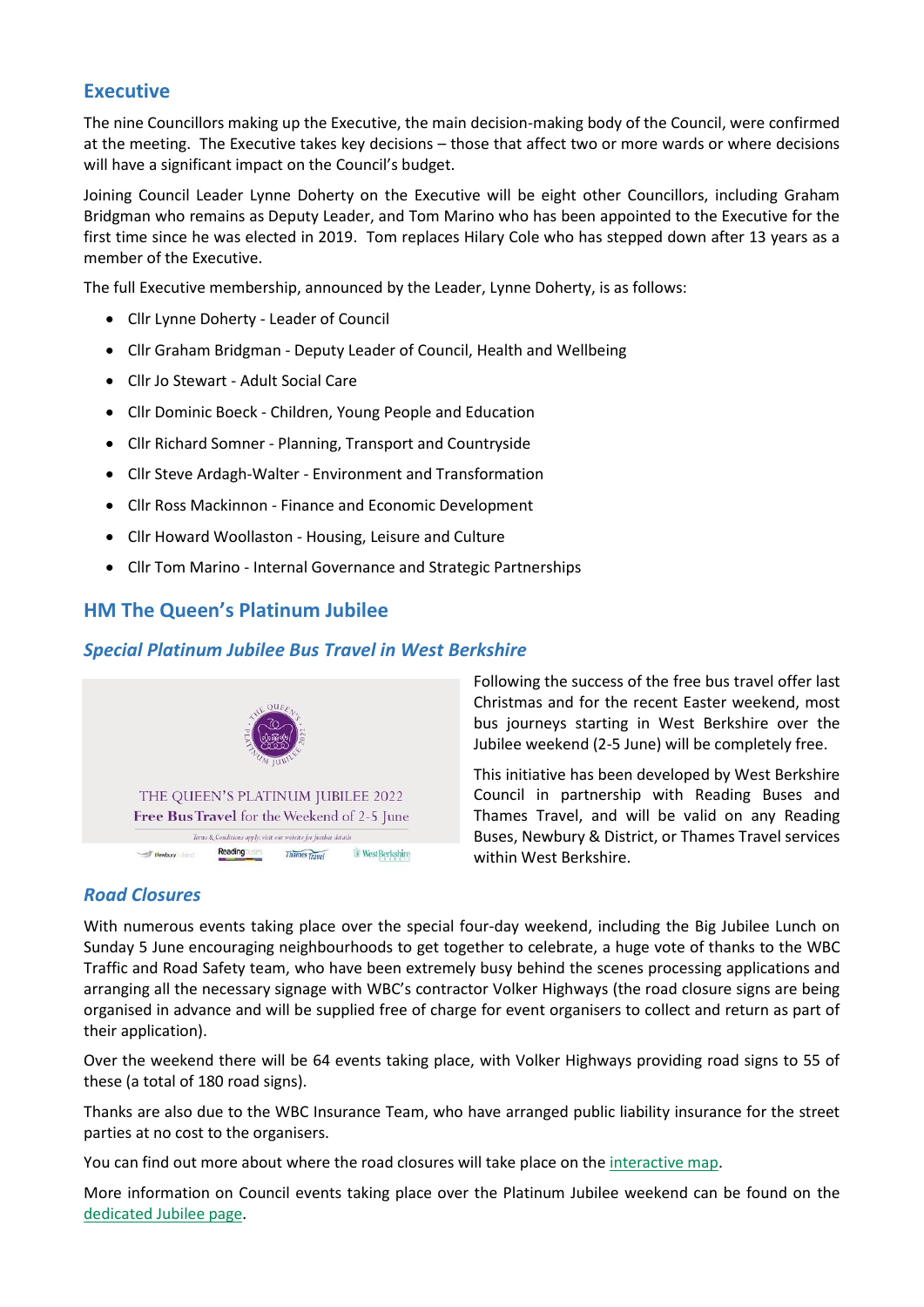## Executive

The nine Councillors making up the Executive, the main decision-making body of the Council, were confirmed at the meeting. The Executive takes key decisions – those that affect two or more wards or where decisions will have a significant impact on the Council's budget.

Joining Council Leader Lynne Doherty on the Executive will be eight other Councillors, including Graham Bridgman who remains as Deputy Leader, and Tom Marino who has been appointed to the Executive for the first time since he was elected in 2019. Tom replaces Hilary Cole who has stepped down after 13 years as a member of the Executive.

The full Executive membership, announced by the Leader, Lynne Doherty, is as follows:

- Cllr Lynne Doherty - Leader of Council
- Cllr Graham Bridgman - Deputy Leader of Council, Health and Wellbeing
- Cllr Jo Stewart - Adult Social Care
- Cllr Dominic Boeck - Children, Young People and Education
- Cllr Richard Somner - Planning, Transport and Countryside
- Cllr Steve Ardagh-Walter - Environment and Transformation
- Cllr Ross Mackinnon - Finance and Economic Development
- Cllr Howard Woollaston - Housing, Leisure and Culture
- Cllr Tom Marino - Internal Governance and Strategic Partnerships

## HM The Queen's Platinum Jubilee

### *Special Platinum Jubilee Bus Travel in West Berkshire*

THE QUEEN'S PLATINUM JUBILEE 2022
Free Bus Travel for the Weekend of 2-5 June

Following the success of the free bus travel offer last Christmas and for the recent Easter weekend, most bus journeys starting in West Berkshire over the Jubilee weekend (2-5 June) will be completely free.

This initiative has been developed by West Berkshire Council in partnership with Reading Buses and Thames Travel, and will be valid on any Reading Buses, Newbury & District, or Thames Travel services within West Berkshire.

### *Road Closures*

With numerous events taking place over the special four-day weekend, including the Big Jubilee Lunch on Sunday 5 June encouraging neighbourhoods to get together to celebrate, a huge vote of thanks to the WBC Traffic and Road Safety team, who have been extremely busy behind the scenes processing applications and arranging all the necessary signage with WBC's contractor Volker Highways (the road closure signs are being organised in advance and will be supplied free of charge for event organisers to collect and return as part of their application).

Over the weekend there will be 64 events taking place, with Volker Highways providing road signs to 55 of these (a total of 180 road signs).

Thanks are also due to the WBC Insurance Team, who have arranged public liability insurance for the street parties at no cost to the organisers.

You can find out more about where the road closures will take place on the interactive map.

More information on Council events taking place over the Platinum Jubilee weekend can be found on the dedicated Jubilee page.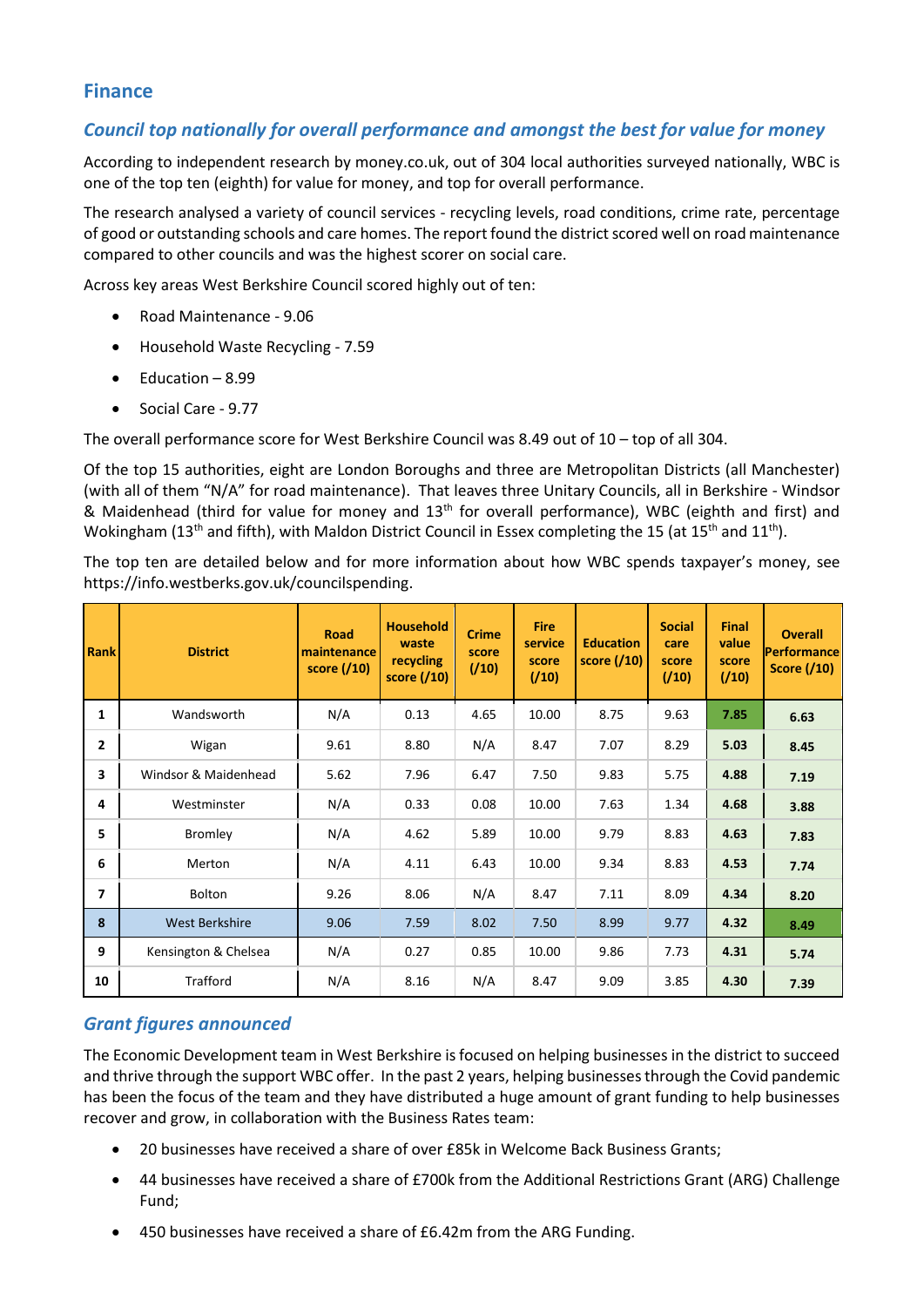## Finance

### *Council top nationally for overall performance and amongst the best for value for money*

According to independent research by money.co.uk, out of 304 local authorities surveyed nationally, WBC is one of the top ten (eighth) for value for money, and top for overall performance.

The research analysed a variety of council services - recycling levels, road conditions, crime rate, percentage of good or outstanding schools and care homes. The report found the district scored well on road maintenance compared to other councils and was the highest scorer on social care.

Across key areas West Berkshire Council scored highly out of ten:

- Road Maintenance - 9.06
- Household Waste Recycling - 7.59
- Education – 8.99
- Social Care - 9.77

The overall performance score for West Berkshire Council was 8.49 out of 10 – top of all 304.

Of the top 15 authorities, eight are London Boroughs and three are Metropolitan Districts (all Manchester) (with all of them "N/A" for road maintenance). That leaves three Unitary Councils, all in Berkshire - Windsor & Maidenhead (third for value for money and 13th for overall performance), WBC (eighth and first) and Wokingham (13th and fifth), with Maldon District Council in Essex completing the 15 (at 15th and 11th).

The top ten are detailed below and for more information about how WBC spends taxpayer's money, see https://info.westberks.gov.uk/councilspending.

| Rank | District | Road maintenance score (/10) | Household waste recycling score (/10) | Crime score (/10) | Fire service score (/10) | Education score (/10) | Social care score (/10) | Final value score (/10) | Overall Performance Score (/10) |
|---|---|---|---|---|---|---|---|---|---|
| 1 | Wandsworth | N/A | 0.13 | 4.65 | 10.00 | 8.75 | 9.63 | **7.85** | **6.63** |
| 2 | Wigan | 9.61 | 8.80 | N/A | 8.47 | 7.07 | 8.29 | **5.03** | **8.45** |
| 3 | Windsor & Maidenhead | 5.62 | 7.96 | 6.47 | 7.50 | 9.83 | 5.75 | **4.88** | **7.19** |
| 4 | Westminster | N/A | 0.33 | 0.08 | 10.00 | 7.63 | 1.34 | **4.68** | **3.88** |
| 5 | Bromley | N/A | 4.62 | 5.89 | 10.00 | 9.79 | 8.83 | **4.63** | **7.83** |
| 6 | Merton | N/A | 4.11 | 6.43 | 10.00 | 9.34 | 8.83 | **4.53** | **7.74** |
| 7 | Bolton | 9.26 | 8.06 | N/A | 8.47 | 7.11 | 8.09 | **4.34** | **8.20** |
| 8 | West Berkshire | 9.06 | 7.59 | 8.02 | 7.50 | 8.99 | 9.77 | **4.32** | **8.49** |
| 9 | Kensington & Chelsea | N/A | 0.27 | 0.85 | 10.00 | 9.86 | 7.73 | **4.31** | **5.74** |
| 10 | Trafford | N/A | 8.16 | N/A | 8.47 | 9.09 | 3.85 | **4.30** | **7.39** |

### *Grant figures announced*

The Economic Development team in West Berkshire is focused on helping businesses in the district to succeed and thrive through the support WBC offer. In the past 2 years, helping businesses through the Covid pandemic has been the focus of the team and they have distributed a huge amount of grant funding to help businesses recover and grow, in collaboration with the Business Rates team:

- 20 businesses have received a share of over £85k in Welcome Back Business Grants;
- 44 businesses have received a share of £700k from the Additional Restrictions Grant (ARG) Challenge Fund;
- 450 businesses have received a share of £6.42m from the ARG Funding.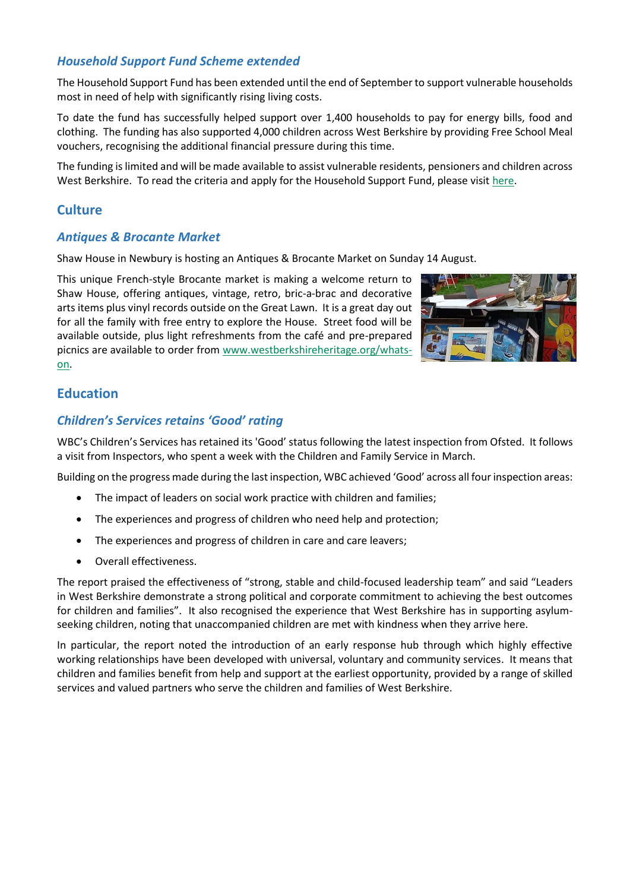### *Household Support Fund Scheme extended*

The Household Support Fund has been extended until the end of September to support vulnerable households most in need of help with significantly rising living costs.

To date the fund has successfully helped support over 1,400 households to pay for energy bills, food and clothing. The funding has also supported 4,000 children across West Berkshire by providing Free School Meal vouchers, recognising the additional financial pressure during this time.

The funding is limited and will be made available to assist vulnerable residents, pensioners and children across West Berkshire. To read the criteria and apply for the Household Support Fund, please visit here.

## Culture

### *Antiques & Brocante Market*

Shaw House in Newbury is hosting an Antiques & Brocante Market on Sunday 14 August.

This unique French-style Brocante market is making a welcome return to Shaw House, offering antiques, vintage, retro, bric-a-brac and decorative arts items plus vinyl records outside on the Great Lawn. It is a great day out for all the family with free entry to explore the House. Street food will be available outside, plus light refreshments from the café and pre-prepared picnics are available to order from www.westberkshireheritage.org/whats-on.

## Education

### *Children's Services retains 'Good' rating*

WBC's Children's Services has retained its 'Good' status following the latest inspection from Ofsted. It follows a visit from Inspectors, who spent a week with the Children and Family Service in March.

Building on the progress made during the last inspection, WBC achieved 'Good' across all four inspection areas:

- The impact of leaders on social work practice with children and families;
- The experiences and progress of children who need help and protection;
- The experiences and progress of children in care and care leavers;
- Overall effectiveness.

The report praised the effectiveness of "strong, stable and child-focused leadership team" and said "Leaders in West Berkshire demonstrate a strong political and corporate commitment to achieving the best outcomes for children and families". It also recognised the experience that West Berkshire has in supporting asylum-seeking children, noting that unaccompanied children are met with kindness when they arrive here.

In particular, the report noted the introduction of an early response hub through which highly effective working relationships have been developed with universal, voluntary and community services. It means that children and families benefit from help and support at the earliest opportunity, provided by a range of skilled services and valued partners who serve the children and families of West Berkshire.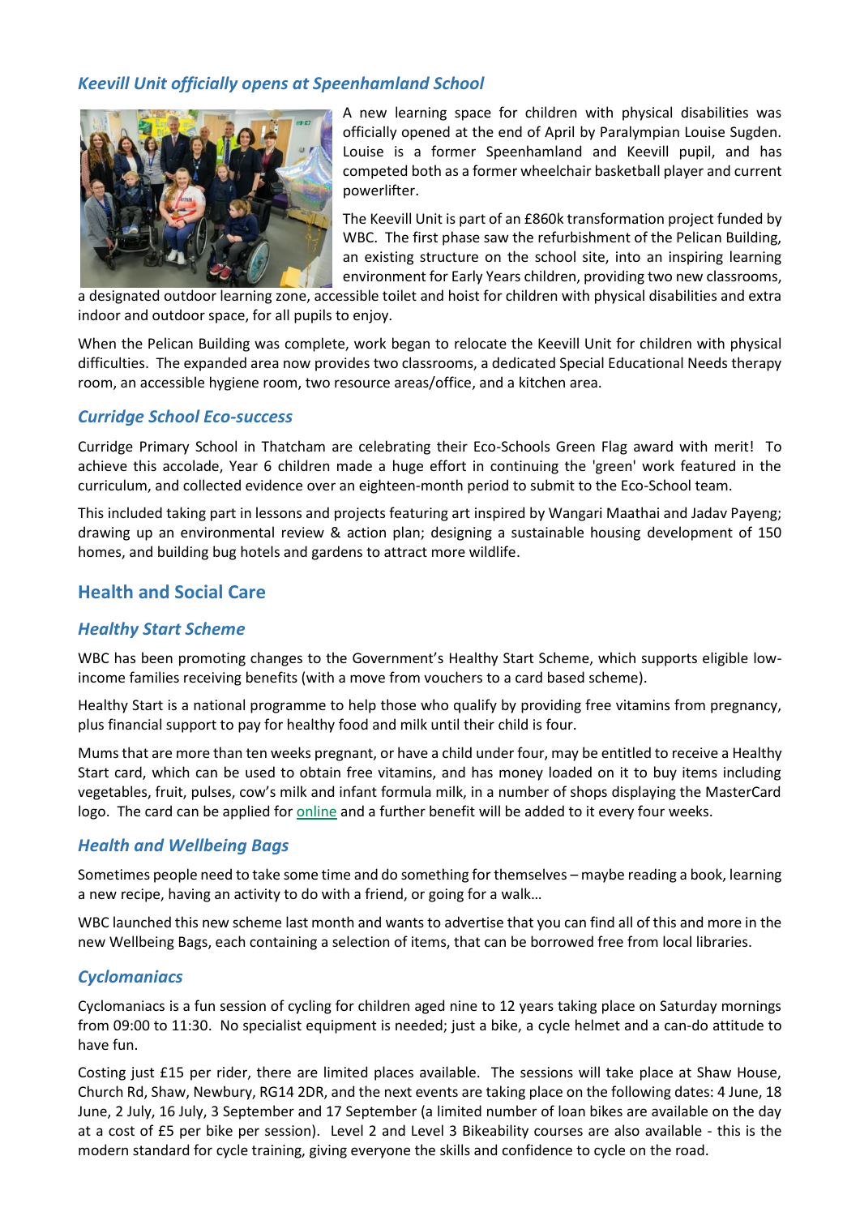### *Keevill Unit officially opens at Speenhamland School*

A new learning space for children with physical disabilities was officially opened at the end of April by Paralympian Louise Sugden. Louise is a former Speenhamland and Keevill pupil, and has competed both as a former wheelchair basketball player and current powerlifter.

The Keevill Unit is part of an £860k transformation project funded by WBC. The first phase saw the refurbishment of the Pelican Building, an existing structure on the school site, into an inspiring learning environment for Early Years children, providing two new classrooms, a designated outdoor learning zone, accessible toilet and hoist for children with physical disabilities and extra indoor and outdoor space, for all pupils to enjoy.

When the Pelican Building was complete, work began to relocate the Keevill Unit for children with physical difficulties. The expanded area now provides two classrooms, a dedicated Special Educational Needs therapy room, an accessible hygiene room, two resource areas/office, and a kitchen area.

### *Curridge School Eco-success*

Curridge Primary School in Thatcham are celebrating their Eco-Schools Green Flag award with merit! To achieve this accolade, Year 6 children made a huge effort in continuing the 'green' work featured in the curriculum, and collected evidence over an eighteen-month period to submit to the Eco-School team.

This included taking part in lessons and projects featuring art inspired by Wangari Maathai and Jadav Payeng; drawing up an environmental review & action plan; designing a sustainable housing development of 150 homes, and building bug hotels and gardens to attract more wildlife.

## Health and Social Care

### *Healthy Start Scheme*

WBC has been promoting changes to the Government's Healthy Start Scheme, which supports eligible low-income families receiving benefits (with a move from vouchers to a card based scheme).

Healthy Start is a national programme to help those who qualify by providing free vitamins from pregnancy, plus financial support to pay for healthy food and milk until their child is four.

Mums that are more than ten weeks pregnant, or have a child under four, may be entitled to receive a Healthy Start card, which can be used to obtain free vitamins, and has money loaded on it to buy items including vegetables, fruit, pulses, cow's milk and infant formula milk, in a number of shops displaying the MasterCard logo. The card can be applied for online and a further benefit will be added to it every four weeks.

### *Health and Wellbeing Bags*

Sometimes people need to take some time and do something for themselves – maybe reading a book, learning a new recipe, having an activity to do with a friend, or going for a walk…

WBC launched this new scheme last month and wants to advertise that you can find all of this and more in the new Wellbeing Bags, each containing a selection of items, that can be borrowed free from local libraries.

### *Cyclomaniacs*

Cyclomaniacs is a fun session of cycling for children aged nine to 12 years taking place on Saturday mornings from 09:00 to 11:30. No specialist equipment is needed; just a bike, a cycle helmet and a can-do attitude to have fun.

Costing just £15 per rider, there are limited places available. The sessions will take place at Shaw House, Church Rd, Shaw, Newbury, RG14 2DR, and the next events are taking place on the following dates: 4 June, 18 June, 2 July, 16 July, 3 September and 17 September (a limited number of loan bikes are available on the day at a cost of £5 per bike per session). Level 2 and Level 3 Bikeability courses are also available - this is the modern standard for cycle training, giving everyone the skills and confidence to cycle on the road.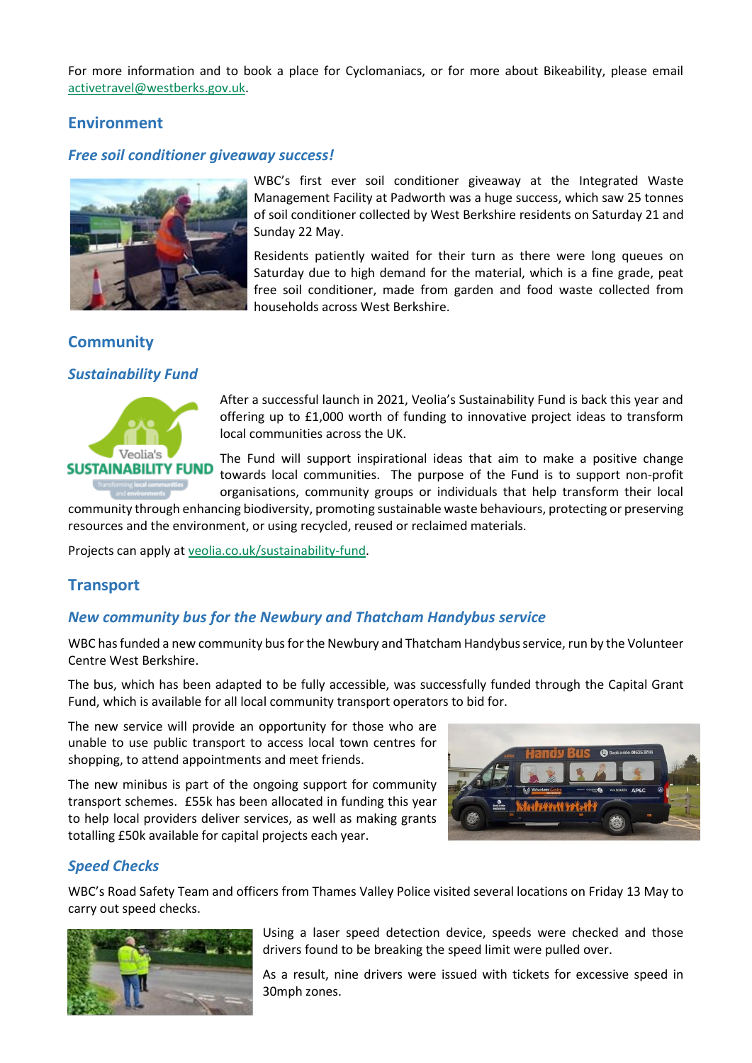For more information and to book a place for Cyclomaniacs, or for more about Bikeability, please email activetravel@westberks.gov.uk.

## Environment

### *Free soil conditioner giveaway success!*

WBC's first ever soil conditioner giveaway at the Integrated Waste Management Facility at Padworth was a huge success, which saw 25 tonnes of soil conditioner collected by West Berkshire residents on Saturday 21 and Sunday 22 May.

Residents patiently waited for their turn as there were long queues on Saturday due to high demand for the material, which is a fine grade, peat free soil conditioner, made from garden and food waste collected from households across West Berkshire.

## Community

### *Sustainability Fund*

After a successful launch in 2021, Veolia's Sustainability Fund is back this year and offering up to £1,000 worth of funding to innovative project ideas to transform local communities across the UK.

The Fund will support inspirational ideas that aim to make a positive change towards local communities. The purpose of the Fund is to support non-profit organisations, community groups or individuals that help transform their local community through enhancing biodiversity, promoting sustainable waste behaviours, protecting or preserving resources and the environment, or using recycled, reused or reclaimed materials.

Projects can apply at veolia.co.uk/sustainability-fund.

## Transport

### *New community bus for the Newbury and Thatcham Handybus service*

WBC has funded a new community bus for the Newbury and Thatcham Handybus service, run by the Volunteer Centre West Berkshire.

The bus, which has been adapted to be fully accessible, was successfully funded through the Capital Grant Fund, which is available for all local community transport operators to bid for.

The new service will provide an opportunity for those who are unable to use public transport to access local town centres for shopping, to attend appointments and meet friends.

The new minibus is part of the ongoing support for community transport schemes. £55k has been allocated in funding this year to help local providers deliver services, as well as making grants totalling £50k available for capital projects each year.

### *Speed Checks*

WBC's Road Safety Team and officers from Thames Valley Police visited several locations on Friday 13 May to carry out speed checks.

Using a laser speed detection device, speeds were checked and those drivers found to be breaking the speed limit were pulled over.

As a result, nine drivers were issued with tickets for excessive speed in 30mph zones.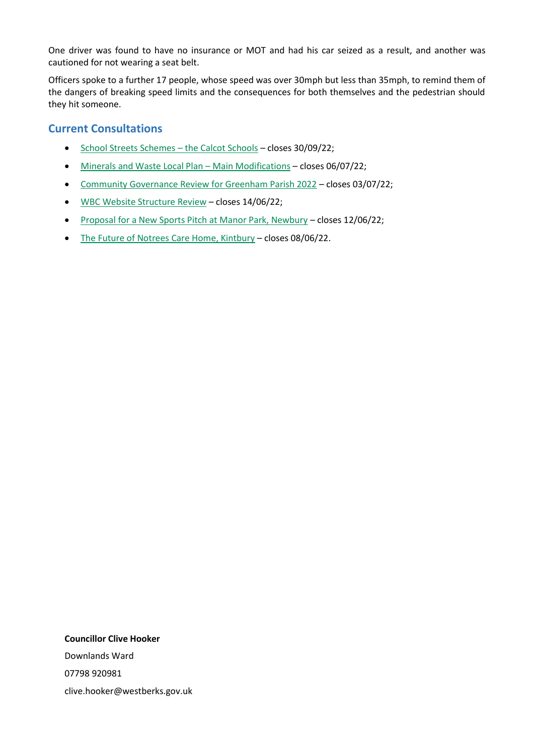One driver was found to have no insurance or MOT and had his car seized as a result, and another was cautioned for not wearing a seat belt.

Officers spoke to a further 17 people, whose speed was over 30mph but less than 35mph, to remind them of the dangers of breaking speed limits and the consequences for both themselves and the pedestrian should they hit someone.

## Current Consultations

- School Streets Schemes – the Calcot Schools – closes 30/09/22;
- Minerals and Waste Local Plan – Main Modifications – closes 06/07/22;
- Community Governance Review for Greenham Parish 2022 – closes 03/07/22;
- WBC Website Structure Review – closes 14/06/22;
- Proposal for a New Sports Pitch at Manor Park, Newbury – closes 12/06/22;
- The Future of Notrees Care Home, Kintbury – closes 08/06/22.

**Councillor Clive Hooker**

Downlands Ward

07798 920981

clive.hooker@westberks.gov.uk